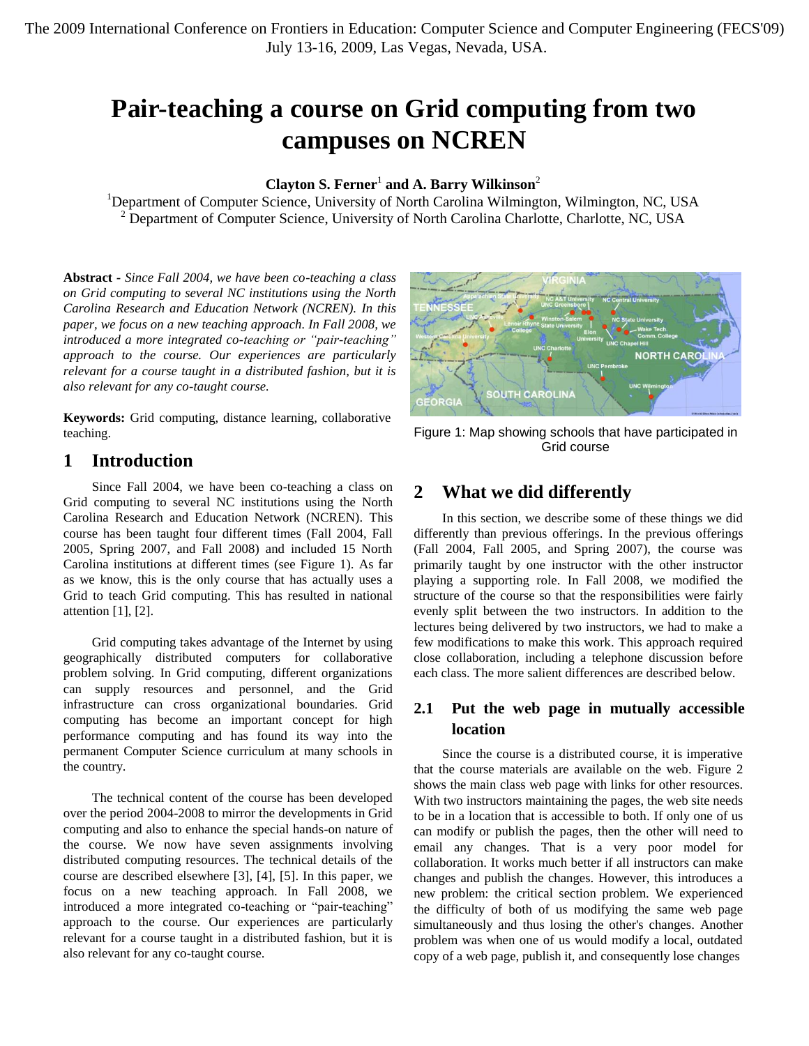# Pair-teaching a course on Grid computing from two campuses on NCREN

**Clayton S. Ferner**[1] **and A. Barry Wilkinson**[2]

[1]Department of Computer Science, University of North Carolina Wilmington, Wilmington, NC, USA
[2] Department of Computer Science, University of North Carolina Charlotte, Charlotte, NC, USA

**Abstract** - *Since Fall 2004, we have been co-teaching a class on Grid computing to several NC institutions using the North Carolina Research and Education Network (NCREN). In this paper, we focus on a new teaching approach. In Fall 2008, we introduced a more integrated co-teaching or "pair-teaching" approach to the course. Our experiences are particularly relevant for a course taught in a distributed fashion, but it is also relevant for any co-taught course.*

**Keywords:** Grid computing, distance learning, collaborative teaching.

## 1 Introduction

Since Fall 2004, we have been co-teaching a class on Grid computing to several NC institutions using the North Carolina Research and Education Network (NCREN). This course has been taught four different times (Fall 2004, Fall 2005, Spring 2007, and Fall 2008) and included 15 North Carolina institutions at different times (see Figure 1). As far as we know, this is the only course that has actually uses a Grid to teach Grid computing. This has resulted in national attention [1], [2].

Grid computing takes advantage of the Internet by using geographically distributed computers for collaborative problem solving. In Grid computing, different organizations can supply resources and personnel, and the Grid infrastructure can cross organizational boundaries. Grid computing has become an important concept for high performance computing and has found its way into the permanent Computer Science curriculum at many schools in the country.

The technical content of the course has been developed over the period 2004-2008 to mirror the developments in Grid computing and also to enhance the special hands-on nature of the course. We now have seven assignments involving distributed computing resources. The technical details of the course are described elsewhere [3], [4], [5]. In this paper, we focus on a new teaching approach. In Fall 2008, we introduced a more integrated co-teaching or "pair-teaching" approach to the course. Our experiences are particularly relevant for a course taught in a distributed fashion, but it is also relevant for any co-taught course.

Figure 1: Map showing schools that have participated in Grid course

## 2 What we did differently

In this section, we describe some of these things we did differently than previous offerings. In the previous offerings (Fall 2004, Fall 2005, and Spring 2007), the course was primarily taught by one instructor with the other instructor playing a supporting role. In Fall 2008, we modified the structure of the course so that the responsibilities were fairly evenly split between the two instructors. In addition to the lectures being delivered by two instructors, we had to make a few modifications to make this work. This approach required close collaboration, including a telephone discussion before each class. The more salient differences are described below.

### 2.1 Put the web page in mutually accessible location

Since the course is a distributed course, it is imperative that the course materials are available on the web. Figure 2 shows the main class web page with links for other resources. With two instructors maintaining the pages, the web site needs to be in a location that is accessible to both. If only one of us can modify or publish the pages, then the other will need to email any changes. That is a very poor model for collaboration. It works much better if all instructors can make changes and publish the changes. However, this introduces a new problem: the critical section problem. We experienced the difficulty of both of us modifying the same web page simultaneously and thus losing the other's changes. Another problem was when one of us would modify a local, outdated copy of a web page, publish it, and consequently lose changes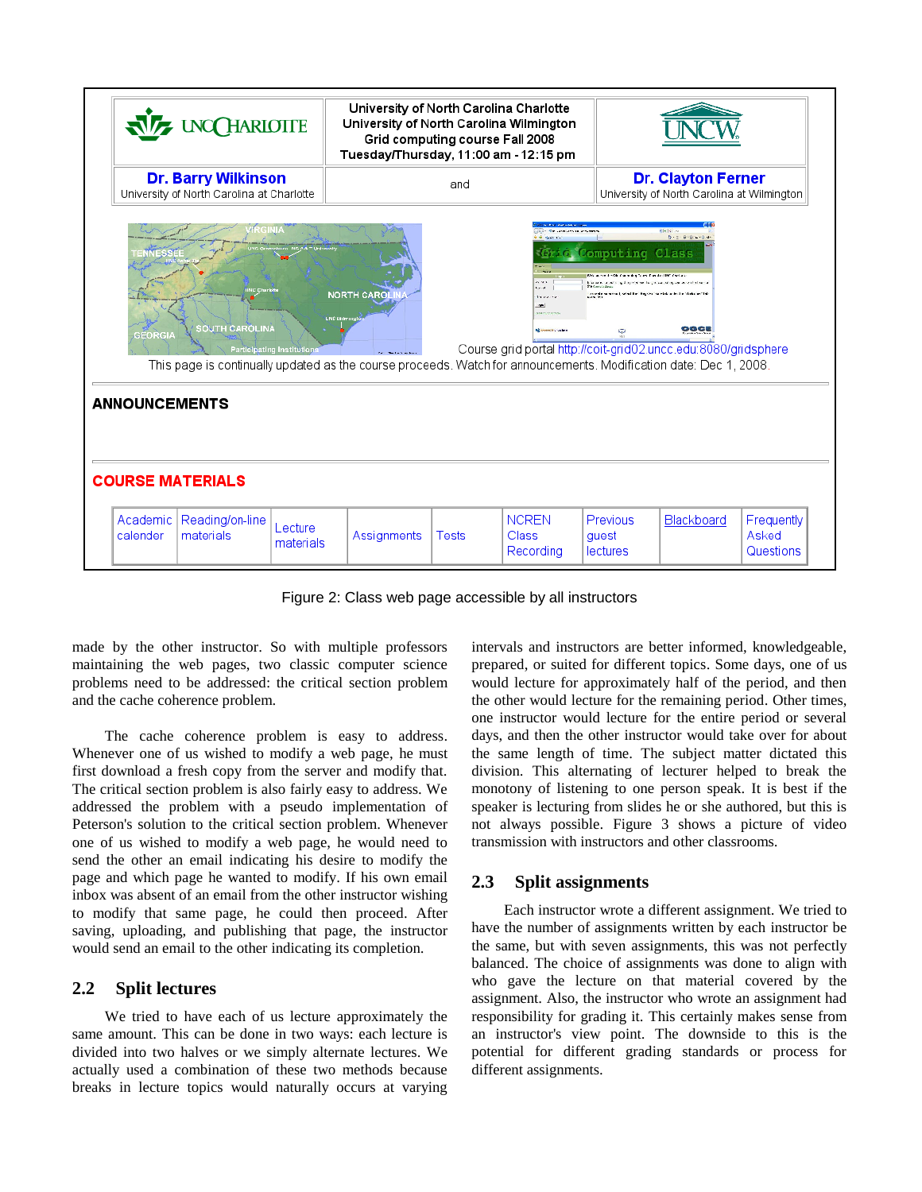| University of North Carolina Charlotte | University of North Carolina Charlotte<br>University of North Carolina Wilmington<br>Grid computing course Fall 2008<br>Tuesday/Thursday, 11:00 am - 12:15 pm | UNCW |
| --- | --- | --- |
| **Dr. Barry Wilkinson**<br>University of North Carolina at Charlotte | and | **Dr. Clayton Ferner**<br>University of North Carolina at Wilmington |

Course grid portal http://coit-grid02.uncc.edu:8080/gridsphere

This page is continually updated as the course proceeds. Watch for announcements. Modification date: Dec 1, 2008.

**ANNOUNCEMENTS**

**COURSE MATERIALS**

| Academic calender | Reading/on-line materials | Lecture materials | Assignments | Tests | NCREN Class Recording | Previous guest lectures | Blackboard | Frequently Asked Questions |
| --- | --- | --- | --- | --- | --- | --- | --- | --- |

Figure 2: Class web page accessible by all instructors

made by the other instructor. So with multiple professors maintaining the web pages, two classic computer science problems need to be addressed: the critical section problem and the cache coherence problem.

The cache coherence problem is easy to address. Whenever one of us wished to modify a web page, he must first download a fresh copy from the server and modify that. The critical section problem is also fairly easy to address. We addressed the problem with a pseudo implementation of Peterson's solution to the critical section problem. Whenever one of us wished to modify a web page, he would need to send the other an email indicating his desire to modify the page and which page he wanted to modify. If his own email inbox was absent of an email from the other instructor wishing to modify that same page, he could then proceed. After saving, uploading, and publishing that page, the instructor would send an email to the other indicating its completion.

## 2.2 Split lectures

We tried to have each of us lecture approximately the same amount. This can be done in two ways: each lecture is divided into two halves or we simply alternate lectures. We actually used a combination of these two methods because breaks in lecture topics would naturally occurs at varying intervals and instructors are better informed, knowledgeable, prepared, or suited for different topics. Some days, one of us would lecture for approximately half of the period, and then the other would lecture for the remaining period. Other times, one instructor would lecture for the entire period or several days, and then the other instructor would take over for about the same length of time. The subject matter dictated this division. This alternating of lecturer helped to break the monotony of listening to one person speak. It is best if the speaker is lecturing from slides he or she authored, but this is not always possible. Figure 3 shows a picture of video transmission with instructors and other classrooms.

## 2.3 Split assignments

Each instructor wrote a different assignment. We tried to have the number of assignments written by each instructor be the same, but with seven assignments, this was not perfectly balanced. The choice of assignments was done to align with who gave the lecture on that material covered by the assignment. Also, the instructor who wrote an assignment had responsibility for grading it. This certainly makes sense from an instructor's view point. The downside to this is the potential for different grading standards or process for different assignments.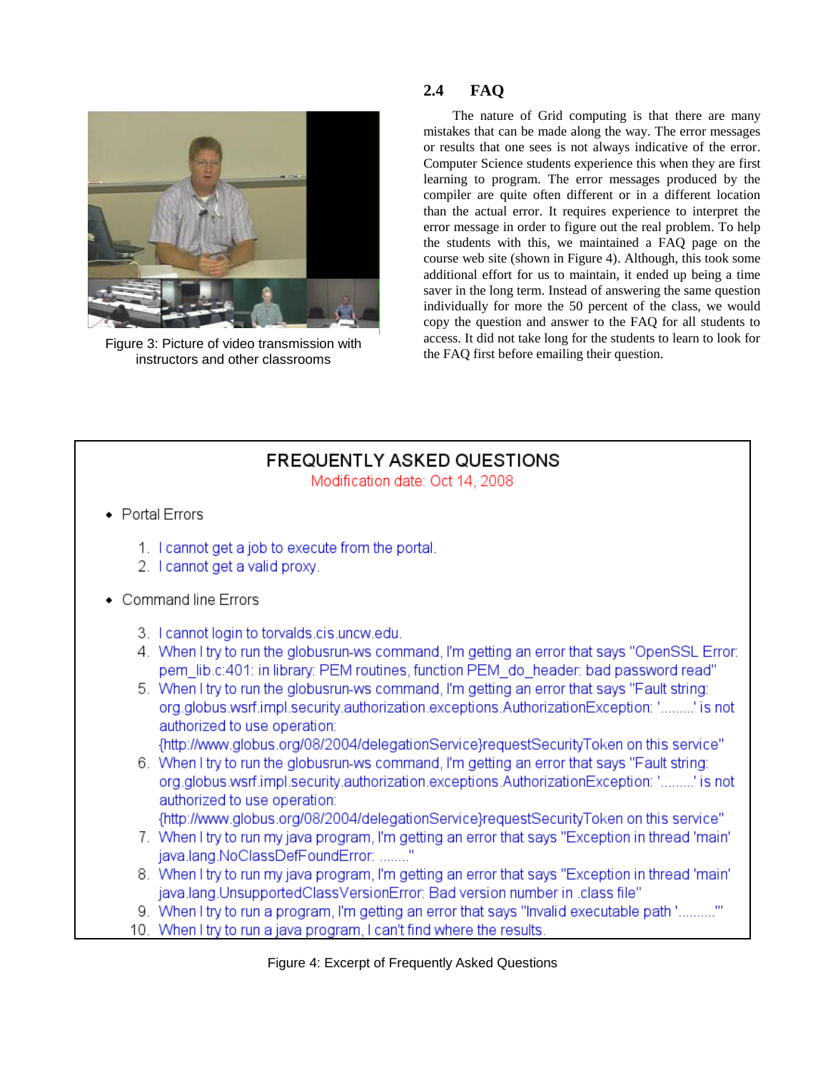Figure 3: Picture of video transmission with instructors and other classrooms

## 2.4 FAQ

The nature of Grid computing is that there are many mistakes that can be made along the way. The error messages or results that one sees is not always indicative of the error. Computer Science students experience this when they are first learning to program. The error messages produced by the compiler are quite often different or in a different location than the actual error. It requires experience to interpret the error message in order to figure out the real problem. To help the students with this, we maintained a FAQ page on the course web site (shown in Figure 4). Although, this took some additional effort for us to maintain, it ended up being a time saver in the long term. Instead of answering the same question individually for more the 50 percent of the class, we would copy the question and answer to the FAQ for all students to access. It did not take long for the students to learn to look for the FAQ first before emailing their question.

FREQUENTLY ASKED QUESTIONS

Modification date: Oct 14, 2008

- Portal Errors

1. I cannot get a job to execute from the portal.
2. I cannot get a valid proxy.

- Command line Errors

3. I cannot login to torvalds.cis.uncw.edu.
4. When I try to run the globusrun-ws command, I'm getting an error that says "OpenSSL Error: pem_lib.c:401: in library: PEM routines, function PEM_do_header: bad password read"
5. When I try to run the globusrun-ws command, I'm getting an error that says "Fault string: org.globus.wsrf.impl.security.authorization.exceptions.AuthorizationException: '........' is not authorized to use operation: {http://www.globus.org/08/2004/delegationService}requestSecurityToken on this service"
6. When I try to run the globusrun-ws command, I'm getting an error that says "Fault string: org.globus.wsrf.impl.security.authorization.exceptions.AuthorizationException: '........' is not authorized to use operation: {http://www.globus.org/08/2004/delegationService}requestSecurityToken on this service"
7. When I try to run my java program, I'm getting an error that says "Exception in thread 'main' java.lang.NoClassDefFoundError: ........"
8. When I try to run my java program, I'm getting an error that says "Exception in thread 'main' java.lang.UnsupportedClassVersionError: Bad version number in .class file"
9. When I try to run a program, I'm getting an error that says "Invalid executable path '.........'"
10. When I try to run a java program, I can't find where the results.

Figure 4: Excerpt of Frequently Asked Questions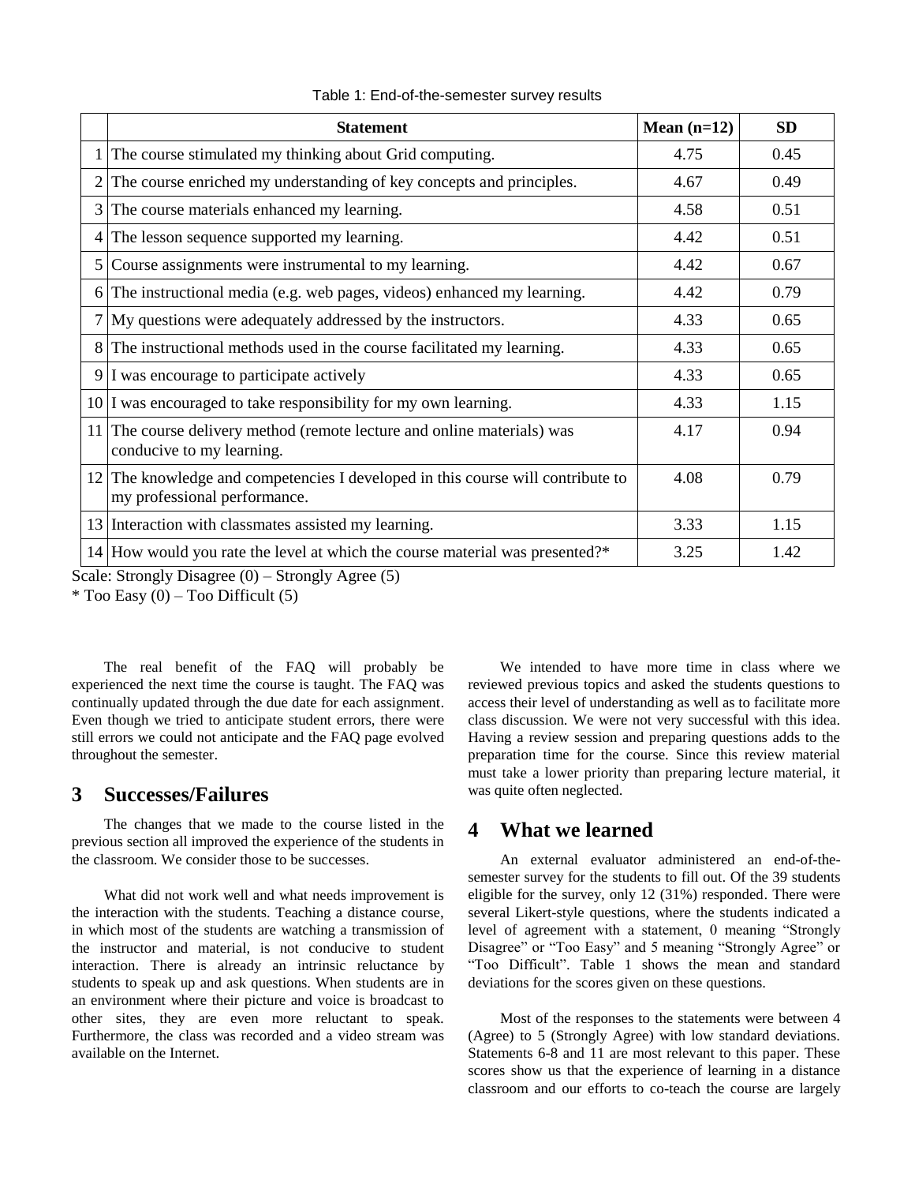Table 1: End-of-the-semester survey results

| | Statement | Mean (n=12) | SD |
|---|---|---|---|
| 1 | The course stimulated my thinking about Grid computing. | 4.75 | 0.45 |
| 2 | The course enriched my understanding of key concepts and principles. | 4.67 | 0.49 |
| 3 | The course materials enhanced my learning. | 4.58 | 0.51 |
| 4 | The lesson sequence supported my learning. | 4.42 | 0.51 |
| 5 | Course assignments were instrumental to my learning. | 4.42 | 0.67 |
| 6 | The instructional media (e.g. web pages, videos) enhanced my learning. | 4.42 | 0.79 |
| 7 | My questions were adequately addressed by the instructors. | 4.33 | 0.65 |
| 8 | The instructional methods used in the course facilitated my learning. | 4.33 | 0.65 |
| 9 | I was encourage to participate actively | 4.33 | 0.65 |
| 10 | I was encouraged to take responsibility for my own learning. | 4.33 | 1.15 |
| 11 | The course delivery method (remote lecture and online materials) was conducive to my learning. | 4.17 | 0.94 |
| 12 | The knowledge and competencies I developed in this course will contribute to my professional performance. | 4.08 | 0.79 |
| 13 | Interaction with classmates assisted my learning. | 3.33 | 1.15 |
| 14 | How would you rate the level at which the course material was presented?* | 3.25 | 1.42 |

Scale: Strongly Disagree (0) – Strongly Agree (5)

* Too Easy (0) – Too Difficult (5)

The real benefit of the FAQ will probably be experienced the next time the course is taught. The FAQ was continually updated through the due date for each assignment. Even though we tried to anticipate student errors, there were still errors we could not anticipate and the FAQ page evolved throughout the semester.

## 3 Successes/Failures

The changes that we made to the course listed in the previous section all improved the experience of the students in the classroom. We consider those to be successes.

What did not work well and what needs improvement is the interaction with the students. Teaching a distance course, in which most of the students are watching a transmission of the instructor and material, is not conducive to student interaction. There is already an intrinsic reluctance by students to speak up and ask questions. When students are in an environment where their picture and voice is broadcast to other sites, they are even more reluctant to speak. Furthermore, the class was recorded and a video stream was available on the Internet.

We intended to have more time in class where we reviewed previous topics and asked the students questions to access their level of understanding as well as to facilitate more class discussion. We were not very successful with this idea. Having a review session and preparing questions adds to the preparation time for the course. Since this review material must take a lower priority than preparing lecture material, it was quite often neglected.

## 4 What we learned

An external evaluator administered an end-of-the-semester survey for the students to fill out. Of the 39 students eligible for the survey, only 12 (31%) responded. There were several Likert-style questions, where the students indicated a level of agreement with a statement, 0 meaning "Strongly Disagree" or "Too Easy" and 5 meaning "Strongly Agree" or "Too Difficult". Table 1 shows the mean and standard deviations for the scores given on these questions.

Most of the responses to the statements were between 4 (Agree) to 5 (Strongly Agree) with low standard deviations. Statements 6-8 and 11 are most relevant to this paper. These scores show us that the experience of learning in a distance classroom and our efforts to co-teach the course are largely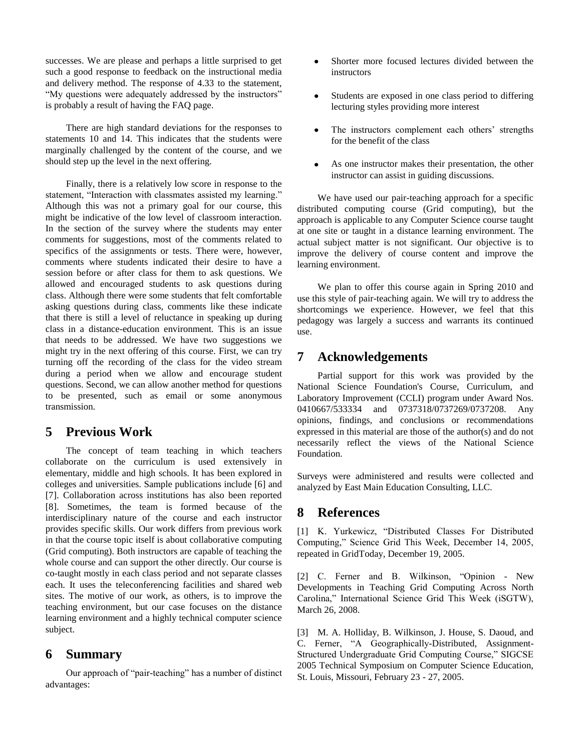successes. We are please and perhaps a little surprised to get such a good response to feedback on the instructional media and delivery method. The response of 4.33 to the statement, "My questions were adequately addressed by the instructors" is probably a result of having the FAQ page.

There are high standard deviations for the responses to statements 10 and 14. This indicates that the students were marginally challenged by the content of the course, and we should step up the level in the next offering.

Finally, there is a relatively low score in response to the statement, "Interaction with classmates assisted my learning." Although this was not a primary goal for our course, this might be indicative of the low level of classroom interaction. In the section of the survey where the students may enter comments for suggestions, most of the comments related to specifics of the assignments or tests. There were, however, comments where students indicated their desire to have a session before or after class for them to ask questions. We allowed and encouraged students to ask questions during class. Although there were some students that felt comfortable asking questions during class, comments like these indicate that there is still a level of reluctance in speaking up during class in a distance-education environment. This is an issue that needs to be addressed. We have two suggestions we might try in the next offering of this course. First, we can try turning off the recording of the class for the video stream during a period when we allow and encourage student questions. Second, we can allow another method for questions to be presented, such as email or some anonymous transmission.

## 5 Previous Work

The concept of team teaching in which teachers collaborate on the curriculum is used extensively in elementary, middle and high schools. It has been explored in colleges and universities. Sample publications include [6] and [7]. Collaboration across institutions has also been reported [8]. Sometimes, the team is formed because of the interdisciplinary nature of the course and each instructor provides specific skills. Our work differs from previous work in that the course topic itself is about collaborative computing (Grid computing). Both instructors are capable of teaching the whole course and can support the other directly. Our course is co-taught mostly in each class period and not separate classes each. It uses the teleconferencing facilities and shared web sites. The motive of our work, as others, is to improve the teaching environment, but our case focuses on the distance learning environment and a highly technical computer science subject.

## 6 Summary

Our approach of "pair-teaching" has a number of distinct advantages:

- Shorter more focused lectures divided between the instructors
- Students are exposed in one class period to differing lecturing styles providing more interest
- The instructors complement each others' strengths for the benefit of the class
- As one instructor makes their presentation, the other instructor can assist in guiding discussions.

We have used our pair-teaching approach for a specific distributed computing course (Grid computing), but the approach is applicable to any Computer Science course taught at one site or taught in a distance learning environment. The actual subject matter is not significant. Our objective is to improve the delivery of course content and improve the learning environment.

We plan to offer this course again in Spring 2010 and use this style of pair-teaching again. We will try to address the shortcomings we experience. However, we feel that this pedagogy was largely a success and warrants its continued use.

## 7 Acknowledgements

Partial support for this work was provided by the National Science Foundation's Course, Curriculum, and Laboratory Improvement (CCLI) program under Award Nos. 0410667/533334 and 0737318/0737269/0737208. Any opinions, findings, and conclusions or recommendations expressed in this material are those of the author(s) and do not necessarily reflect the views of the National Science Foundation.

Surveys were administered and results were collected and analyzed by East Main Education Consulting, LLC.

## 8 References

[1] K. Yurkewicz, "Distributed Classes For Distributed Computing," Science Grid This Week, December 14, 2005, repeated in GridToday, December 19, 2005.

[2] C. Ferner and B. Wilkinson, "Opinion - New Developments in Teaching Grid Computing Across North Carolina," International Science Grid This Week (iSGTW), March 26, 2008.

[3] M. A. Holliday, B. Wilkinson, J. House, S. Daoud, and C. Ferner, "A Geographically-Distributed, Assignment-Structured Undergraduate Grid Computing Course," SIGCSE 2005 Technical Symposium on Computer Science Education, St. Louis, Missouri, February 23 - 27, 2005.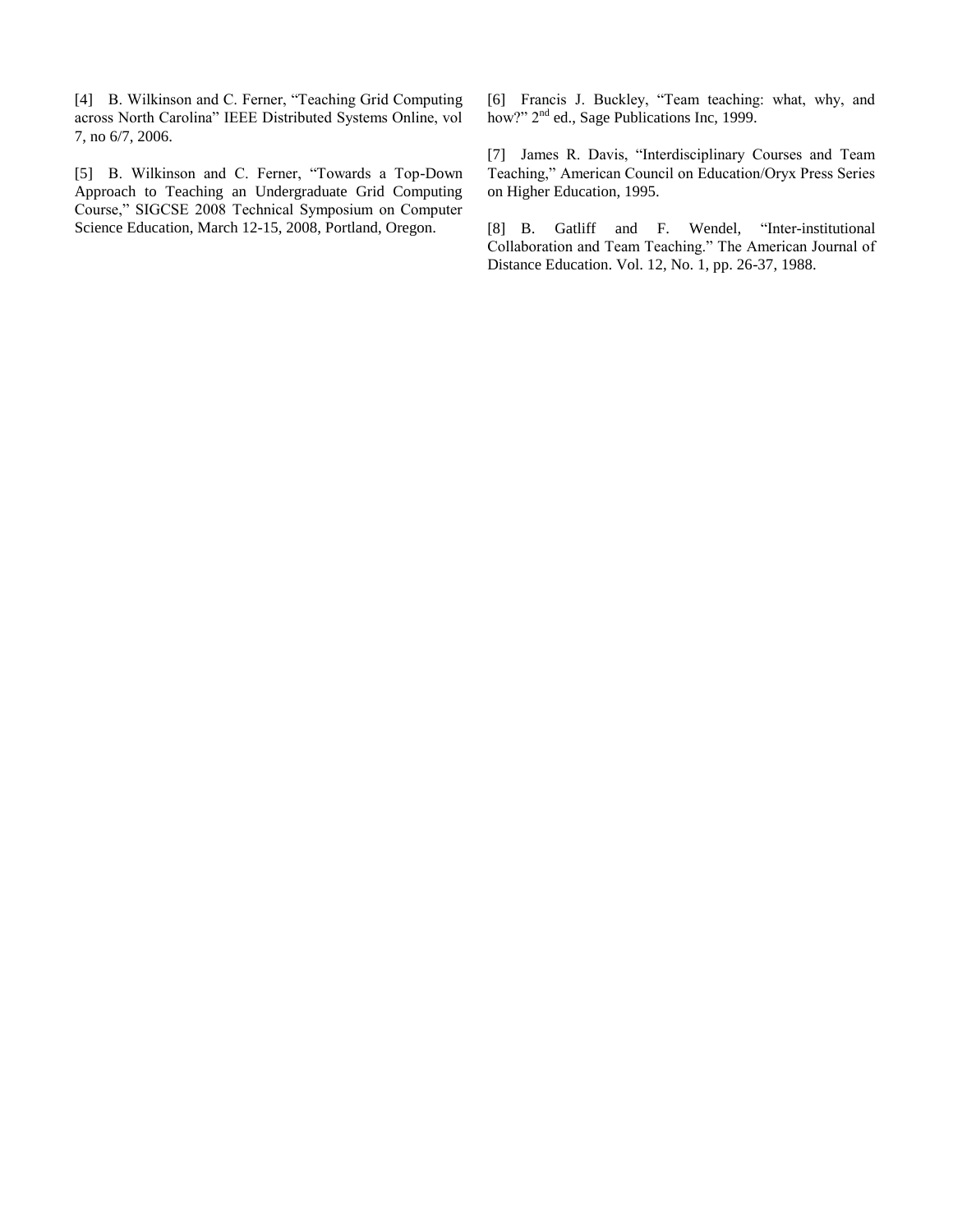[4] B. Wilkinson and C. Ferner, "Teaching Grid Computing across North Carolina" IEEE Distributed Systems Online, vol 7, no 6/7, 2006.

[5] B. Wilkinson and C. Ferner, "Towards a Top-Down Approach to Teaching an Undergraduate Grid Computing Course," SIGCSE 2008 Technical Symposium on Computer Science Education, March 12-15, 2008, Portland, Oregon.

[6] Francis J. Buckley, "Team teaching: what, why, and how?" 2nd ed., Sage Publications Inc, 1999.

[7] James R. Davis, "Interdisciplinary Courses and Team Teaching," American Council on Education/Oryx Press Series on Higher Education, 1995.

[8] B. Gatliff and F. Wendel, "Inter-institutional Collaboration and Team Teaching." The American Journal of Distance Education. Vol. 12, No. 1, pp. 26-37, 1988.